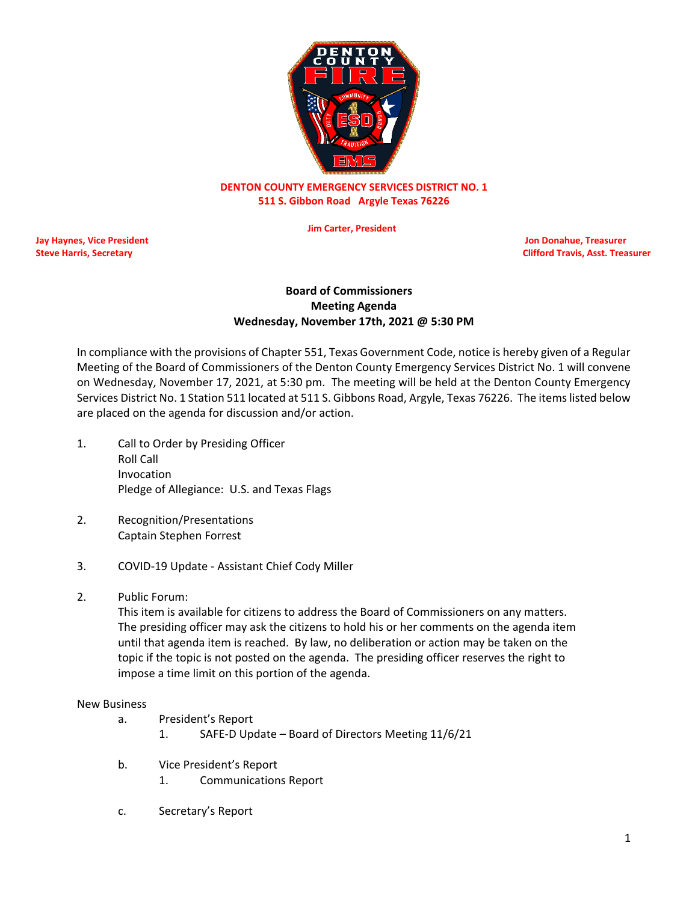**DENTON COUNTY EMERGENCY SERVICES DISTRICT NO. 1**
**511 S. Gibbon Road Argyle Texas 76226**

**Jim Carter, President**

**Jay Haynes, Vice President**
**Steve Harris, Secretary**

**Jon Donahue, Treasurer**
**Clifford Travis, Asst. Treasurer**

## Board of Commissioners
## Meeting Agenda
## Wednesday, November 17th, 2021 @ 5:30 PM

In compliance with the provisions of Chapter 551, Texas Government Code, notice is hereby given of a Regular Meeting of the Board of Commissioners of the Denton County Emergency Services District No. 1 will convene on Wednesday, November 17, 2021, at 5:30 pm. The meeting will be held at the Denton County Emergency Services District No. 1 Station 511 located at 511 S. Gibbons Road, Argyle, Texas 76226. The items listed below are placed on the agenda for discussion and/or action.

1. Call to Order by Presiding Officer
   Roll Call
   Invocation
   Pledge of Allegiance: U.S. and Texas Flags

2. Recognition/Presentations
   Captain Stephen Forrest

3. COVID-19 Update - Assistant Chief Cody Miller

2. Public Forum:
   This item is available for citizens to address the Board of Commissioners on any matters. The presiding officer may ask the citizens to hold his or her comments on the agenda item until that agenda item is reached. By law, no deliberation or action may be taken on the topic if the topic is not posted on the agenda. The presiding officer reserves the right to impose a time limit on this portion of the agenda.

New Business

a. President's Report
   1. SAFE-D Update – Board of Directors Meeting 11/6/21

b. Vice President's Report
   1. Communications Report

c. Secretary's Report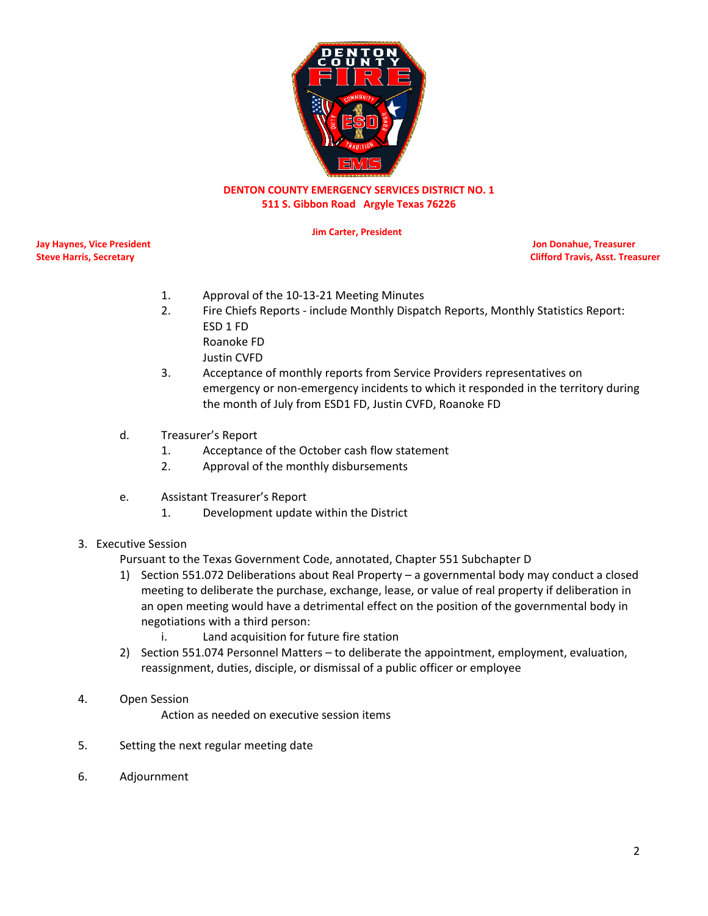**DENTON COUNTY EMERGENCY SERVICES DISTRICT NO. 1**
**511 S. Gibbon Road Argyle Texas 76226**

**Jim Carter, President**

**Jay Haynes, Vice President**
**Steve Harris, Secretary**

**Jon Donahue, Treasurer**
**Clifford Travis, Asst. Treasurer**

1. Approval of the 10-13-21 Meeting Minutes
2. Fire Chiefs Reports - include Monthly Dispatch Reports, Monthly Statistics Report:
   ESD 1 FD
   Roanoke FD
   Justin CVFD
3. Acceptance of monthly reports from Service Providers representatives on emergency or non-emergency incidents to which it responded in the territory during the month of July from ESD1 FD, Justin CVFD, Roanoke FD

d. Treasurer's Report
   1. Acceptance of the October cash flow statement
   2. Approval of the monthly disbursements

e. Assistant Treasurer's Report
   1. Development update within the District

3. Executive Session
   Pursuant to the Texas Government Code, annotated, Chapter 551 Subchapter D
   1) Section 551.072 Deliberations about Real Property – a governmental body may conduct a closed meeting to deliberate the purchase, exchange, lease, or value of real property if deliberation in an open meeting would have a detrimental effect on the position of the governmental body in negotiations with a third person:
      i. Land acquisition for future fire station
   2) Section 551.074 Personnel Matters – to deliberate the appointment, employment, evaluation, reassignment, duties, disciple, or dismissal of a public officer or employee

4. Open Session
   Action as needed on executive session items

5. Setting the next regular meeting date

6. Adjournment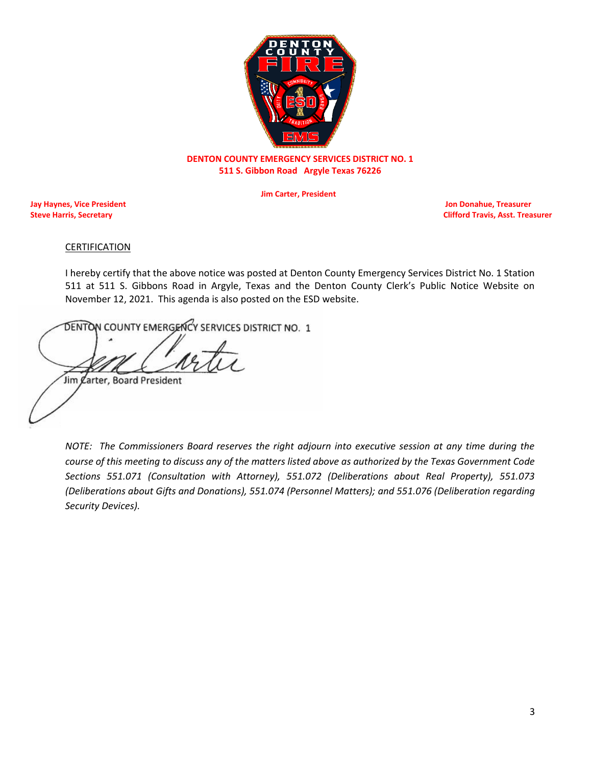**DENTON COUNTY EMERGENCY SERVICES DISTRICT NO. 1**
**511 S. Gibbon Road Argyle Texas 76226**

**Jim Carter, President**

**Jay Haynes, Vice President**
**Steve Harris, Secretary**

**Jon Donahue, Treasurer**
**Clifford Travis, Asst. Treasurer**

CERTIFICATION

I hereby certify that the above notice was posted at Denton County Emergency Services District No. 1 Station 511 at 511 S. Gibbons Road in Argyle, Texas and the Denton County Clerk's Public Notice Website on November 12, 2021. This agenda is also posted on the ESD website.

DENTON COUNTY EMERGENCY SERVICES DISTRICT NO. 1

Jim Carter, Board President

*NOTE: The Commissioners Board reserves the right adjourn into executive session at any time during the course of this meeting to discuss any of the matters listed above as authorized by the Texas Government Code Sections 551.071 (Consultation with Attorney), 551.072 (Deliberations about Real Property), 551.073 (Deliberations about Gifts and Donations), 551.074 (Personnel Matters); and 551.076 (Deliberation regarding Security Devices).*